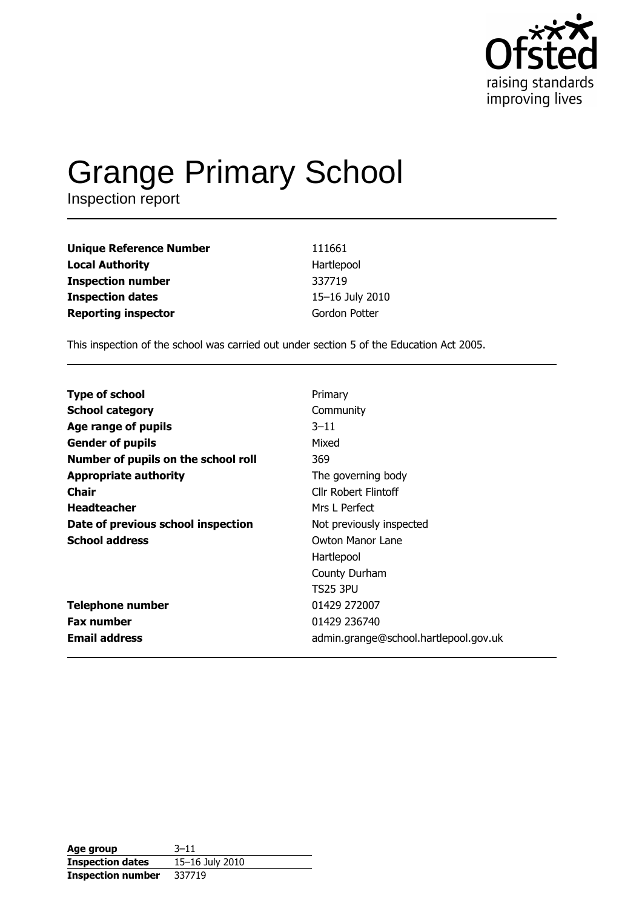# Grange Primary School

Inspection report

| | |
|---|---|
| **Unique Reference Number** | 111661 |
| **Local Authority** | Hartlepool |
| **Inspection number** | 337719 |
| **Inspection dates** | 15–16 July 2010 |
| **Reporting inspector** | Gordon Potter |

This inspection of the school was carried out under section 5 of the Education Act 2005.

| | |
|---|---|
| **Type of school** | Primary |
| **School category** | Community |
| **Age range of pupils** | 3–11 |
| **Gender of pupils** | Mixed |
| **Number of pupils on the school roll** | 369 |
| **Appropriate authority** | The governing body |
| **Chair** | Cllr Robert Flintoff |
| **Headteacher** | Mrs L Perfect |
| **Date of previous school inspection** | Not previously inspected |
| **School address** | Owton Manor Lane<br>Hartlepool<br>County Durham<br>TS25 3PU |
| **Telephone number** | 01429 272007 |
| **Fax number** | 01429 236740 |
| **Email address** | admin.grange@school.hartlepool.gov.uk |

| | |
|---|---|
| **Age group** | 3–11 |
| **Inspection dates** | 15–16 July 2010 |
| **Inspection number** | 337719 |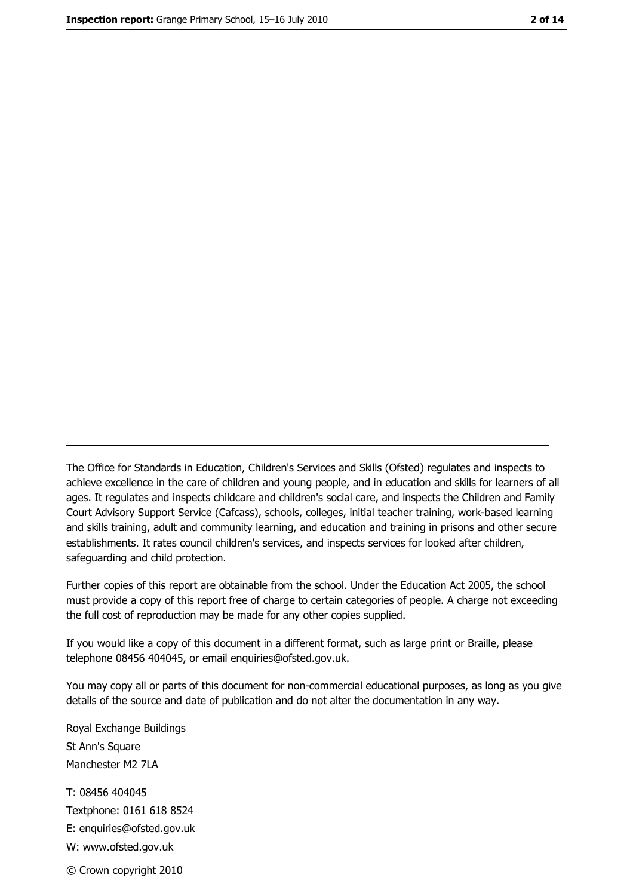The Office for Standards in Education, Children's Services and Skills (Ofsted) regulates and inspects to achieve excellence in the care of children and young people, and in education and skills for learners of all ages. It regulates and inspects childcare and children's social care, and inspects the Children and Family Court Advisory Support Service (Cafcass), schools, colleges, initial teacher training, work-based learning and skills training, adult and community learning, and education and training in prisons and other secure establishments. It rates council children's services, and inspects services for looked after children, safeguarding and child protection.

Further copies of this report are obtainable from the school. Under the Education Act 2005, the school must provide a copy of this report free of charge to certain categories of people. A charge not exceeding the full cost of reproduction may be made for any other copies supplied.

If you would like a copy of this document in a different format, such as large print or Braille, please telephone 08456 404045, or email enquiries@ofsted.gov.uk.

You may copy all or parts of this document for non-commercial educational purposes, as long as you give details of the source and date of publication and do not alter the documentation in any way.

Royal Exchange Buildings
St Ann's Square
Manchester M2 7LA

T: 08456 404045
Textphone: 0161 618 8524
E: enquiries@ofsted.gov.uk
W: www.ofsted.gov.uk

© Crown copyright 2010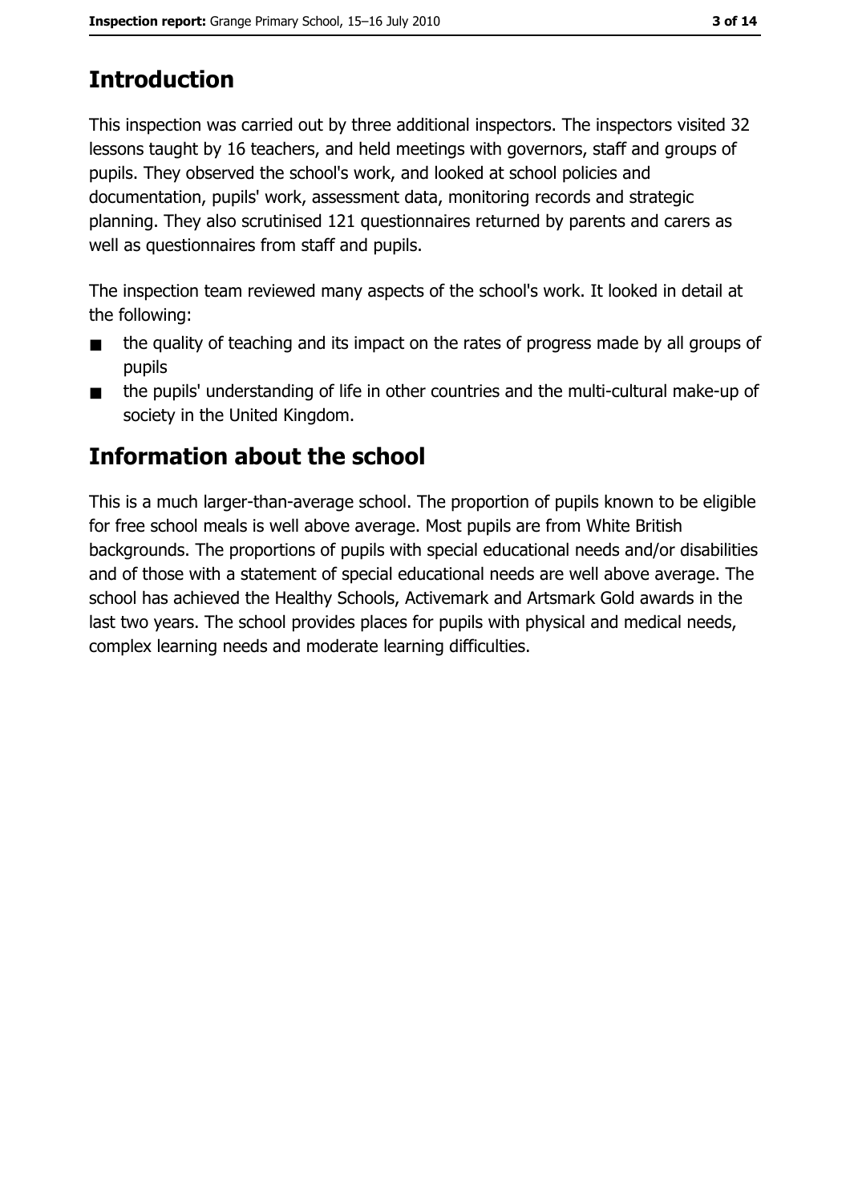## Introduction

This inspection was carried out by three additional inspectors. The inspectors visited 32 lessons taught by 16 teachers, and held meetings with governors, staff and groups of pupils. They observed the school's work, and looked at school policies and documentation, pupils' work, assessment data, monitoring records and strategic planning. They also scrutinised 121 questionnaires returned by parents and carers as well as questionnaires from staff and pupils.

The inspection team reviewed many aspects of the school's work. It looked in detail at the following:

- the quality of teaching and its impact on the rates of progress made by all groups of pupils
- the pupils' understanding of life in other countries and the multi-cultural make-up of society in the United Kingdom.

## Information about the school

This is a much larger-than-average school. The proportion of pupils known to be eligible for free school meals is well above average. Most pupils are from White British backgrounds. The proportions of pupils with special educational needs and/or disabilities and of those with a statement of special educational needs are well above average. The school has achieved the Healthy Schools, Activemark and Artsmark Gold awards in the last two years. The school provides places for pupils with physical and medical needs, complex learning needs and moderate learning difficulties.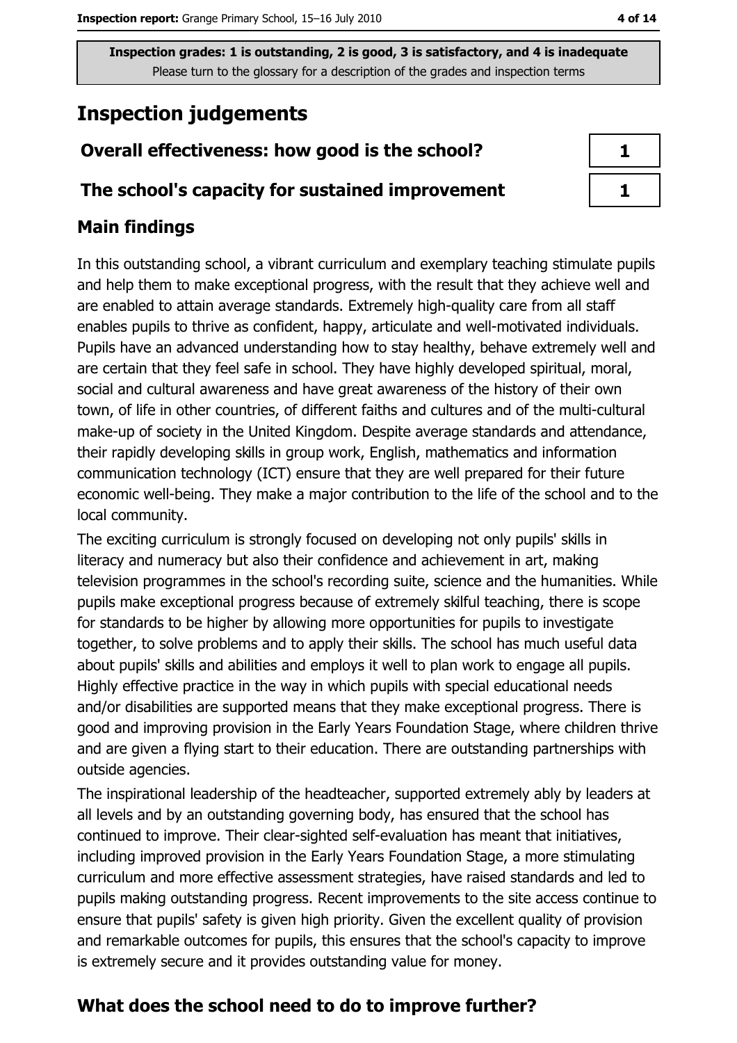Inspection grades: 1 is outstanding, 2 is good, 3 is satisfactory, and 4 is inadequate
Please turn to the glossary for a description of the grades and inspection terms

# Inspection judgements

| | |
|---|---|
| **Overall effectiveness: how good is the school?** | **1** |
| **The school's capacity for sustained improvement** | **1** |

## Main findings

In this outstanding school, a vibrant curriculum and exemplary teaching stimulate pupils and help them to make exceptional progress, with the result that they achieve well and are enabled to attain average standards. Extremely high-quality care from all staff enables pupils to thrive as confident, happy, articulate and well-motivated individuals. Pupils have an advanced understanding how to stay healthy, behave extremely well and are certain that they feel safe in school. They have highly developed spiritual, moral, social and cultural awareness and have great awareness of the history of their own town, of life in other countries, of different faiths and cultures and of the multi-cultural make-up of society in the United Kingdom. Despite average standards and attendance, their rapidly developing skills in group work, English, mathematics and information communication technology (ICT) ensure that they are well prepared for their future economic well-being. They make a major contribution to the life of the school and to the local community.

The exciting curriculum is strongly focused on developing not only pupils' skills in literacy and numeracy but also their confidence and achievement in art, making television programmes in the school's recording suite, science and the humanities. While pupils make exceptional progress because of extremely skilful teaching, there is scope for standards to be higher by allowing more opportunities for pupils to investigate together, to solve problems and to apply their skills. The school has much useful data about pupils' skills and abilities and employs it well to plan work to engage all pupils. Highly effective practice in the way in which pupils with special educational needs and/or disabilities are supported means that they make exceptional progress. There is good and improving provision in the Early Years Foundation Stage, where children thrive and are given a flying start to their education. There are outstanding partnerships with outside agencies.

The inspirational leadership of the headteacher, supported extremely ably by leaders at all levels and by an outstanding governing body, has ensured that the school has continued to improve. Their clear-sighted self-evaluation has meant that initiatives, including improved provision in the Early Years Foundation Stage, a more stimulating curriculum and more effective assessment strategies, have raised standards and led to pupils making outstanding progress. Recent improvements to the site access continue to ensure that pupils' safety is given high priority. Given the excellent quality of provision and remarkable outcomes for pupils, this ensures that the school's capacity to improve is extremely secure and it provides outstanding value for money.

## What does the school need to do to improve further?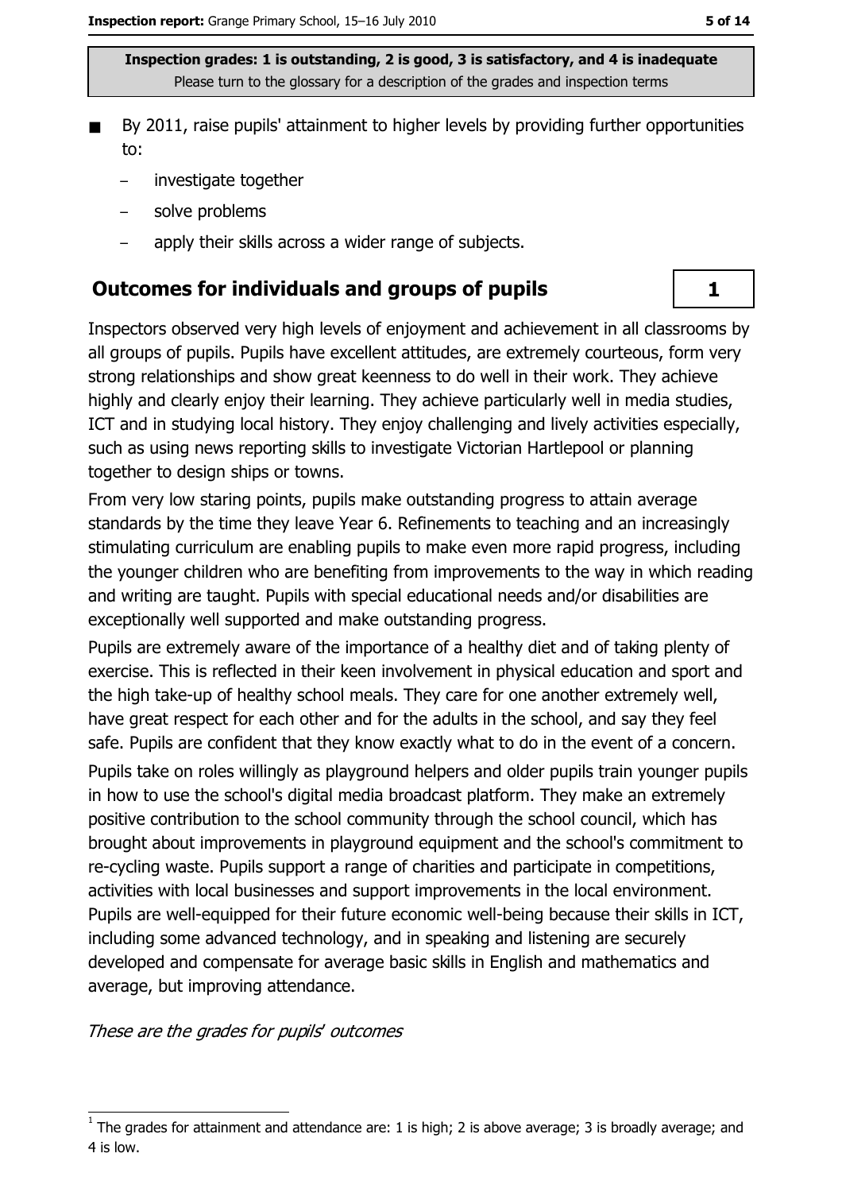**Inspection grades: 1 is outstanding, 2 is good, 3 is satisfactory, and 4 is inadequate**
Please turn to the glossary for a description of the grades and inspection terms

- By 2011, raise pupils' attainment to higher levels by providing further opportunities to:
  - investigate together
  - solve problems
  - apply their skills across a wider range of subjects.

## Outcomes for individuals and groups of pupils

**1**

Inspectors observed very high levels of enjoyment and achievement in all classrooms by all groups of pupils. Pupils have excellent attitudes, are extremely courteous, form very strong relationships and show great keenness to do well in their work. They achieve highly and clearly enjoy their learning. They achieve particularly well in media studies, ICT and in studying local history. They enjoy challenging and lively activities especially, such as using news reporting skills to investigate Victorian Hartlepool or planning together to design ships or towns.

From very low staring points, pupils make outstanding progress to attain average standards by the time they leave Year 6. Refinements to teaching and an increasingly stimulating curriculum are enabling pupils to make even more rapid progress, including the younger children who are benefiting from improvements to the way in which reading and writing are taught. Pupils with special educational needs and/or disabilities are exceptionally well supported and make outstanding progress.

Pupils are extremely aware of the importance of a healthy diet and of taking plenty of exercise. This is reflected in their keen involvement in physical education and sport and the high take-up of healthy school meals. They care for one another extremely well, have great respect for each other and for the adults in the school, and say they feel safe. Pupils are confident that they know exactly what to do in the event of a concern.

Pupils take on roles willingly as playground helpers and older pupils train younger pupils in how to use the school's digital media broadcast platform. They make an extremely positive contribution to the school community through the school council, which has brought about improvements in playground equipment and the school's commitment to re-cycling waste. Pupils support a range of charities and participate in competitions, activities with local businesses and support improvements in the local environment. Pupils are well-equipped for their future economic well-being because their skills in ICT, including some advanced technology, and in speaking and listening are securely developed and compensate for average basic skills in English and mathematics and average, but improving attendance.

*These are the grades for pupils' outcomes*

[1] The grades for attainment and attendance are: 1 is high; 2 is above average; 3 is broadly average; and 4 is low.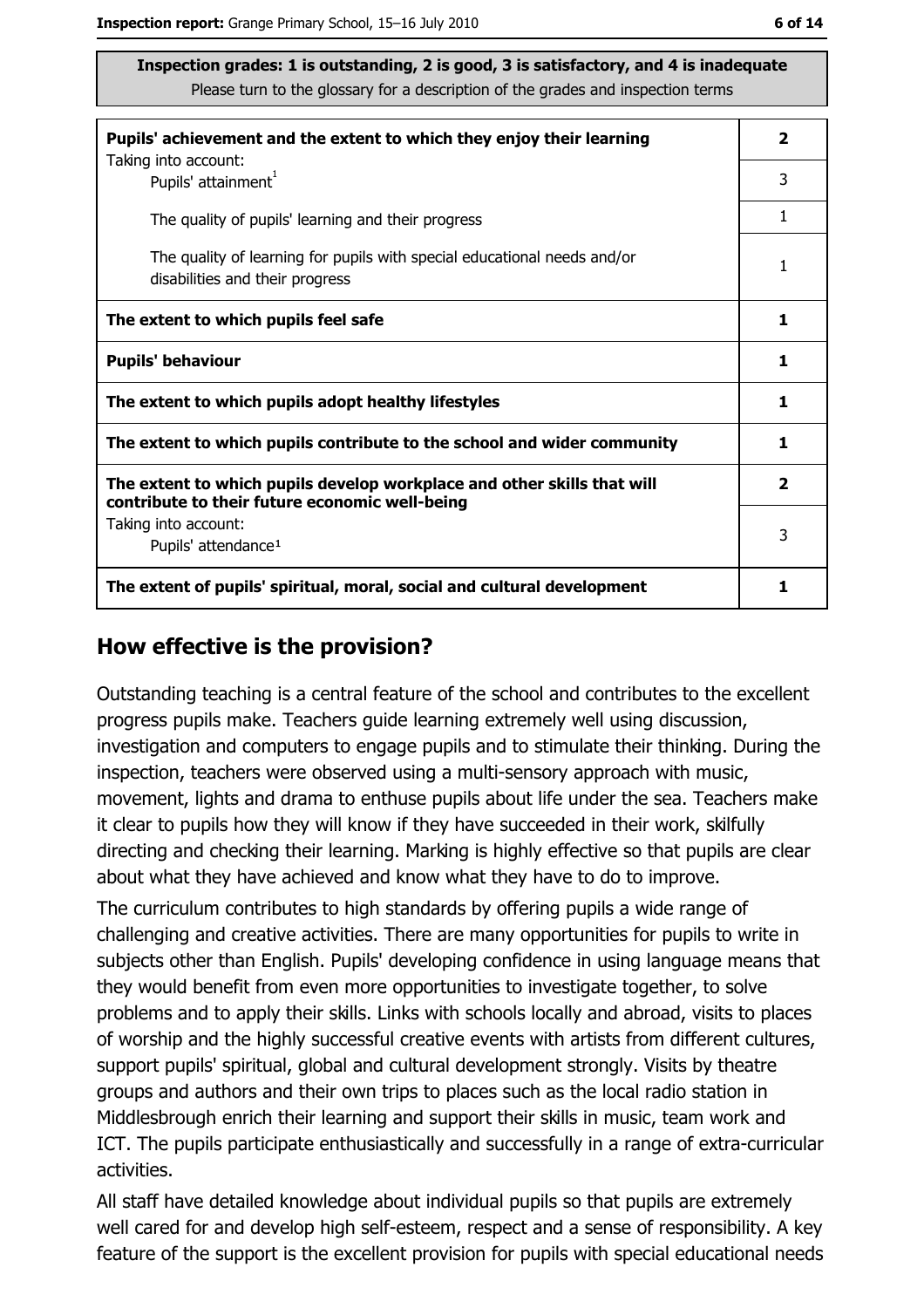**Inspection grades: 1 is outstanding, 2 is good, 3 is satisfactory, and 4 is inadequate**
Please turn to the glossary for a description of the grades and inspection terms

| | |
|---|---|
| **Pupils' achievement and the extent to which they enjoy their learning** | **2** |
| Taking into account: Pupils' attainment[1] | 3 |
| The quality of pupils' learning and their progress | 1 |
| The quality of learning for pupils with special educational needs and/or disabilities and their progress | 1 |
| **The extent to which pupils feel safe** | **1** |
| **Pupils' behaviour** | **1** |
| **The extent to which pupils adopt healthy lifestyles** | **1** |
| **The extent to which pupils contribute to the school and wider community** | **1** |
| **The extent to which pupils develop workplace and other skills that will contribute to their future economic well-being** | **2** |
| Taking into account: Pupils' attendance[1] | 3 |
| **The extent of pupils' spiritual, moral, social and cultural development** | **1** |

## How effective is the provision?

Outstanding teaching is a central feature of the school and contributes to the excellent progress pupils make. Teachers guide learning extremely well using discussion, investigation and computers to engage pupils and to stimulate their thinking. During the inspection, teachers were observed using a multi-sensory approach with music, movement, lights and drama to enthuse pupils about life under the sea. Teachers make it clear to pupils how they will know if they have succeeded in their work, skilfully directing and checking their learning. Marking is highly effective so that pupils are clear about what they have achieved and know what they have to do to improve.

The curriculum contributes to high standards by offering pupils a wide range of challenging and creative activities. There are many opportunities for pupils to write in subjects other than English. Pupils' developing confidence in using language means that they would benefit from even more opportunities to investigate together, to solve problems and to apply their skills. Links with schools locally and abroad, visits to places of worship and the highly successful creative events with artists from different cultures, support pupils' spiritual, global and cultural development strongly. Visits by theatre groups and authors and their own trips to places such as the local radio station in Middlesbrough enrich their learning and support their skills in music, team work and ICT. The pupils participate enthusiastically and successfully in a range of extra-curricular activities.

All staff have detailed knowledge about individual pupils so that pupils are extremely well cared for and develop high self-esteem, respect and a sense of responsibility. A key feature of the support is the excellent provision for pupils with special educational needs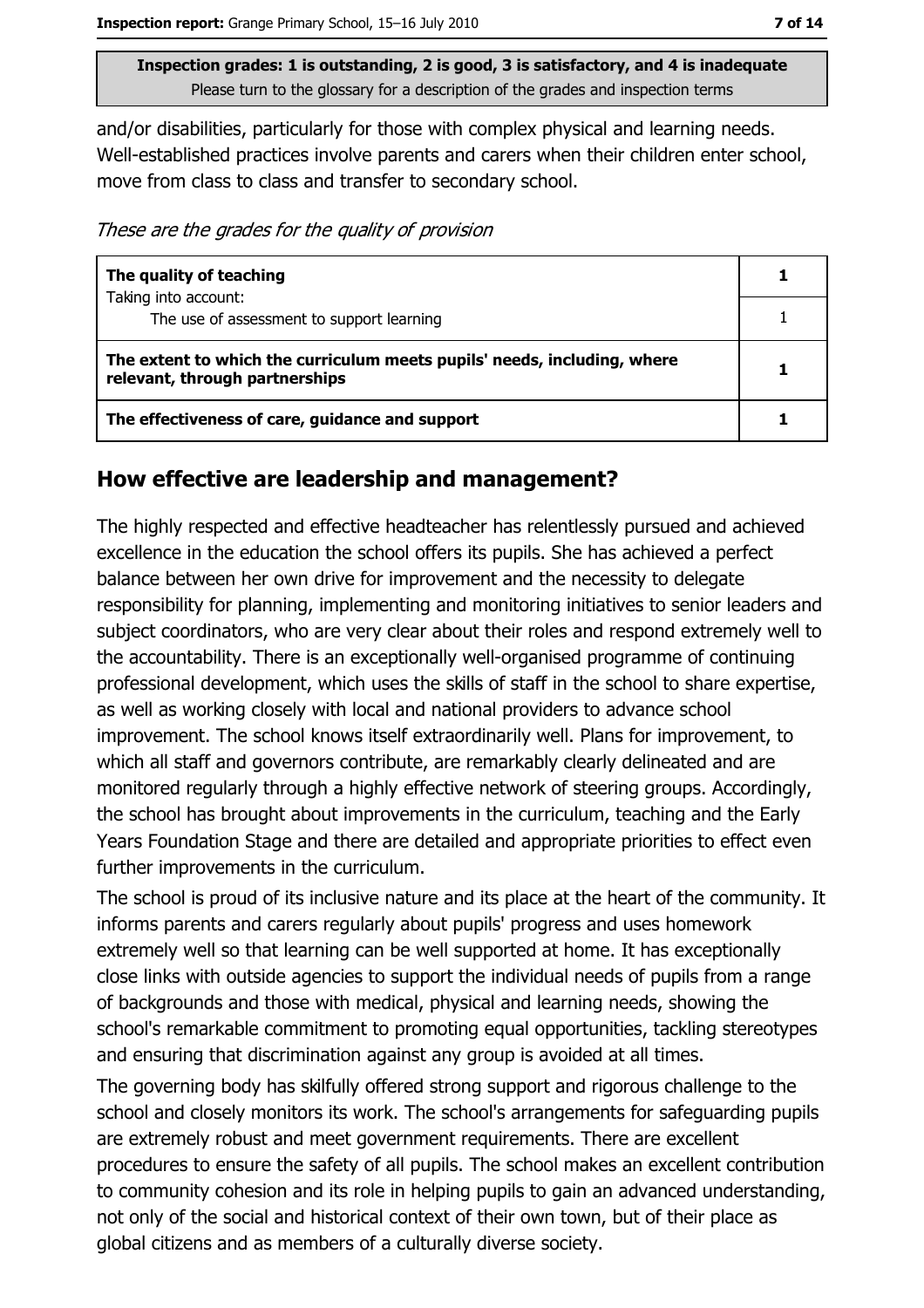**Inspection grades: 1 is outstanding, 2 is good, 3 is satisfactory, and 4 is inadequate**
Please turn to the glossary for a description of the grades and inspection terms

and/or disabilities, particularly for those with complex physical and learning needs. Well-established practices involve parents and carers when their children enter school, move from class to class and transfer to secondary school.

*These are the grades for the quality of provision*

| | |
|---|---|
| **The quality of teaching**<br>Taking into account:<br>The use of assessment to support learning | **1**<br><br>1 |
| **The extent to which the curriculum meets pupils' needs, including, where relevant, through partnerships** | **1** |
| **The effectiveness of care, guidance and support** | **1** |

## How effective are leadership and management?

The highly respected and effective headteacher has relentlessly pursued and achieved excellence in the education the school offers its pupils. She has achieved a perfect balance between her own drive for improvement and the necessity to delegate responsibility for planning, implementing and monitoring initiatives to senior leaders and subject coordinators, who are very clear about their roles and respond extremely well to the accountability. There is an exceptionally well-organised programme of continuing professional development, which uses the skills of staff in the school to share expertise, as well as working closely with local and national providers to advance school improvement. The school knows itself extraordinarily well. Plans for improvement, to which all staff and governors contribute, are remarkably clearly delineated and are monitored regularly through a highly effective network of steering groups. Accordingly, the school has brought about improvements in the curriculum, teaching and the Early Years Foundation Stage and there are detailed and appropriate priorities to effect even further improvements in the curriculum.

The school is proud of its inclusive nature and its place at the heart of the community. It informs parents and carers regularly about pupils' progress and uses homework extremely well so that learning can be well supported at home. It has exceptionally close links with outside agencies to support the individual needs of pupils from a range of backgrounds and those with medical, physical and learning needs, showing the school's remarkable commitment to promoting equal opportunities, tackling stereotypes and ensuring that discrimination against any group is avoided at all times.

The governing body has skilfully offered strong support and rigorous challenge to the school and closely monitors its work. The school's arrangements for safeguarding pupils are extremely robust and meet government requirements. There are excellent procedures to ensure the safety of all pupils. The school makes an excellent contribution to community cohesion and its role in helping pupils to gain an advanced understanding, not only of the social and historical context of their own town, but of their place as global citizens and as members of a culturally diverse society.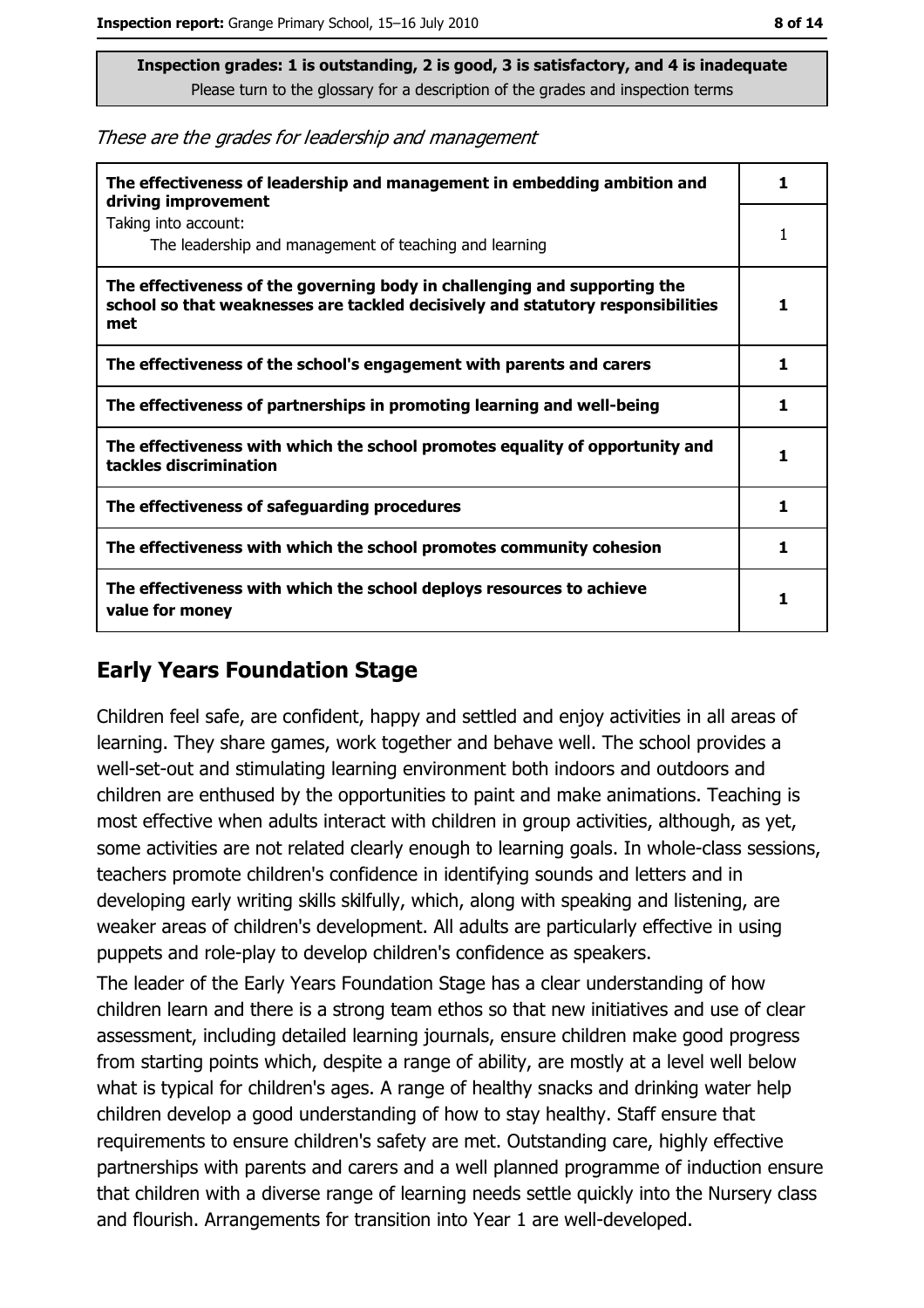**Inspection grades: 1 is outstanding, 2 is good, 3 is satisfactory, and 4 is inadequate**
Please turn to the glossary for a description of the grades and inspection terms

*These are the grades for leadership and management*

| | |
|---|---|
| **The effectiveness of leadership and management in embedding ambition and driving improvement** | **1** |
| Taking into account: The leadership and management of teaching and learning | 1 |
| **The effectiveness of the governing body in challenging and supporting the school so that weaknesses are tackled decisively and statutory responsibilities met** | **1** |
| **The effectiveness of the school's engagement with parents and carers** | **1** |
| **The effectiveness of partnerships in promoting learning and well-being** | **1** |
| **The effectiveness with which the school promotes equality of opportunity and tackles discrimination** | **1** |
| **The effectiveness of safeguarding procedures** | **1** |
| **The effectiveness with which the school promotes community cohesion** | **1** |
| **The effectiveness with which the school deploys resources to achieve value for money** | **1** |

## Early Years Foundation Stage

Children feel safe, are confident, happy and settled and enjoy activities in all areas of learning. They share games, work together and behave well. The school provides a well-set-out and stimulating learning environment both indoors and outdoors and children are enthused by the opportunities to paint and make animations. Teaching is most effective when adults interact with children in group activities, although, as yet, some activities are not related clearly enough to learning goals. In whole-class sessions, teachers promote children's confidence in identifying sounds and letters and in developing early writing skills skilfully, which, along with speaking and listening, are weaker areas of children's development. All adults are particularly effective in using puppets and role-play to develop children's confidence as speakers.

The leader of the Early Years Foundation Stage has a clear understanding of how children learn and there is a strong team ethos so that new initiatives and use of clear assessment, including detailed learning journals, ensure children make good progress from starting points which, despite a range of ability, are mostly at a level well below what is typical for children's ages. A range of healthy snacks and drinking water help children develop a good understanding of how to stay healthy. Staff ensure that requirements to ensure children's safety are met. Outstanding care, highly effective partnerships with parents and carers and a well planned programme of induction ensure that children with a diverse range of learning needs settle quickly into the Nursery class and flourish. Arrangements for transition into Year 1 are well-developed.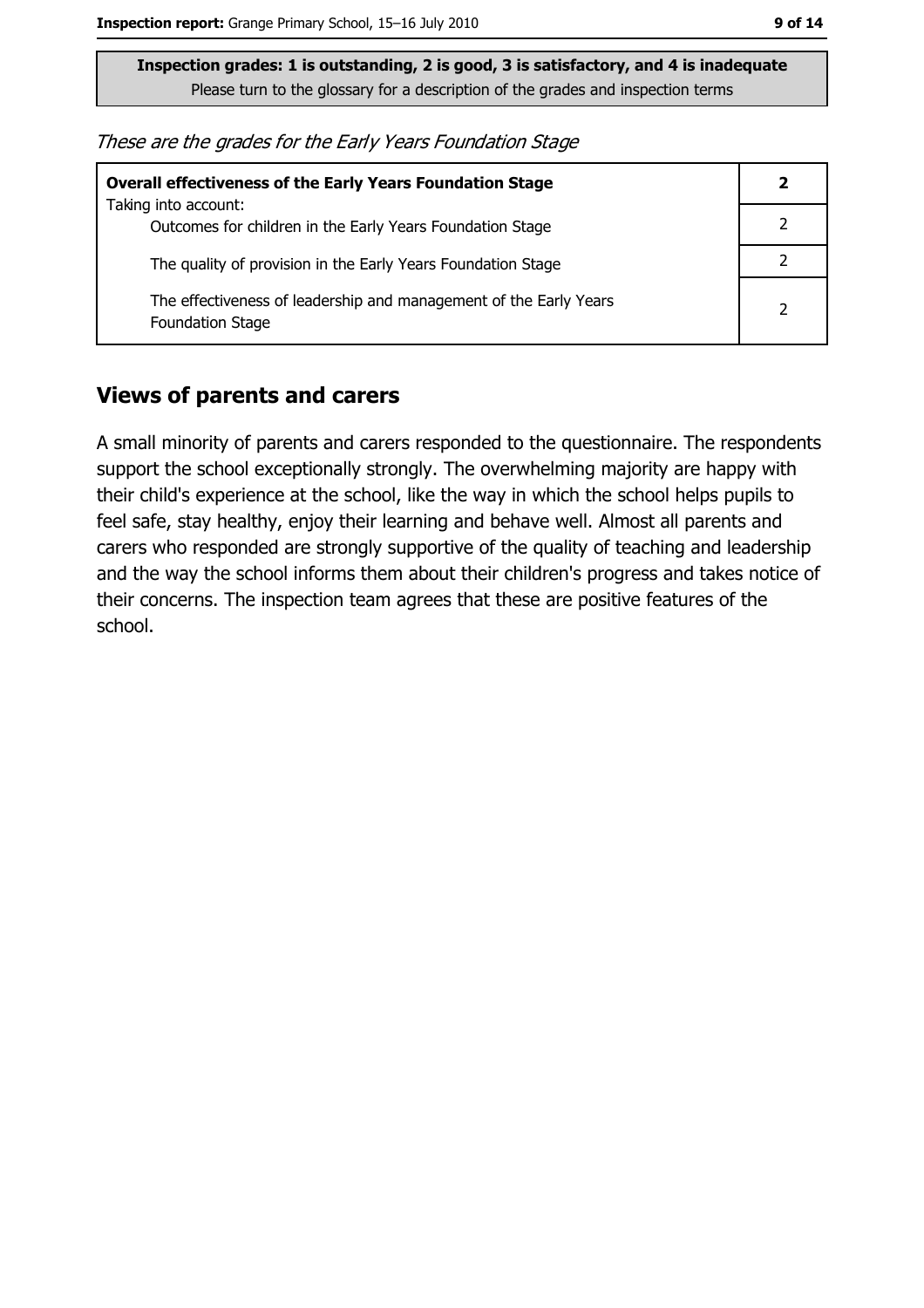**Inspection grades: 1 is outstanding, 2 is good, 3 is satisfactory, and 4 is inadequate**
Please turn to the glossary for a description of the grades and inspection terms

*These are the grades for the Early Years Foundation Stage*

| | |
|---|---|
| **Overall effectiveness of the Early Years Foundation Stage**<br>Taking into account: | **2** |
| Outcomes for children in the Early Years Foundation Stage | 2 |
| The quality of provision in the Early Years Foundation Stage | 2 |
| The effectiveness of leadership and management of the Early Years Foundation Stage | 2 |

## Views of parents and carers

A small minority of parents and carers responded to the questionnaire. The respondents support the school exceptionally strongly. The overwhelming majority are happy with their child's experience at the school, like the way in which the school helps pupils to feel safe, stay healthy, enjoy their learning and behave well. Almost all parents and carers who responded are strongly supportive of the quality of teaching and leadership and the way the school informs them about their children's progress and takes notice of their concerns. The inspection team agrees that these are positive features of the school.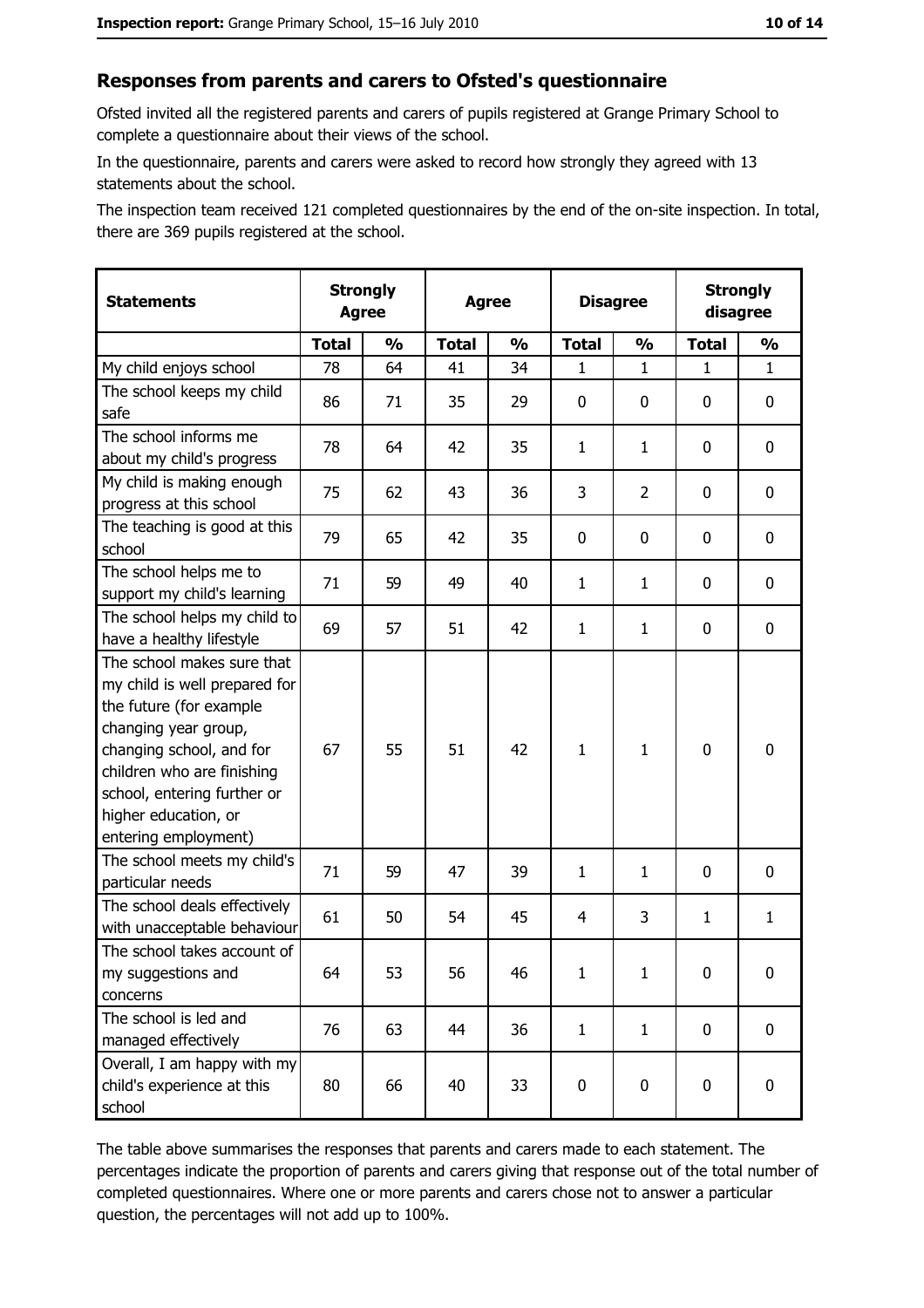## Responses from parents and carers to Ofsted's questionnaire

Ofsted invited all the registered parents and carers of pupils registered at Grange Primary School to complete a questionnaire about their views of the school.

In the questionnaire, parents and carers were asked to record how strongly they agreed with 13 statements about the school.

The inspection team received 121 completed questionnaires by the end of the on-site inspection. In total, there are 369 pupils registered at the school.

| Statements | Strongly Agree | | Agree | | Disagree | | Strongly disagree | |
|---|---|---|---|---|---|---|---|---|
| | Total | % | Total | % | Total | % | Total | % |
| My child enjoys school | 78 | 64 | 41 | 34 | 1 | 1 | 1 | 1 |
| The school keeps my child safe | 86 | 71 | 35 | 29 | 0 | 0 | 0 | 0 |
| The school informs me about my child's progress | 78 | 64 | 42 | 35 | 1 | 1 | 0 | 0 |
| My child is making enough progress at this school | 75 | 62 | 43 | 36 | 3 | 2 | 0 | 0 |
| The teaching is good at this school | 79 | 65 | 42 | 35 | 0 | 0 | 0 | 0 |
| The school helps me to support my child's learning | 71 | 59 | 49 | 40 | 1 | 1 | 0 | 0 |
| The school helps my child to have a healthy lifestyle | 69 | 57 | 51 | 42 | 1 | 1 | 0 | 0 |
| The school makes sure that my child is well prepared for the future (for example changing year group, changing school, and for children who are finishing school, entering further or higher education, or entering employment) | 67 | 55 | 51 | 42 | 1 | 1 | 0 | 0 |
| The school meets my child's particular needs | 71 | 59 | 47 | 39 | 1 | 1 | 0 | 0 |
| The school deals effectively with unacceptable behaviour | 61 | 50 | 54 | 45 | 4 | 3 | 1 | 1 |
| The school takes account of my suggestions and concerns | 64 | 53 | 56 | 46 | 1 | 1 | 0 | 0 |
| The school is led and managed effectively | 76 | 63 | 44 | 36 | 1 | 1 | 0 | 0 |
| Overall, I am happy with my child's experience at this school | 80 | 66 | 40 | 33 | 0 | 0 | 0 | 0 |

The table above summarises the responses that parents and carers made to each statement. The percentages indicate the proportion of parents and carers giving that response out of the total number of completed questionnaires. Where one or more parents and carers chose not to answer a particular question, the percentages will not add up to 100%.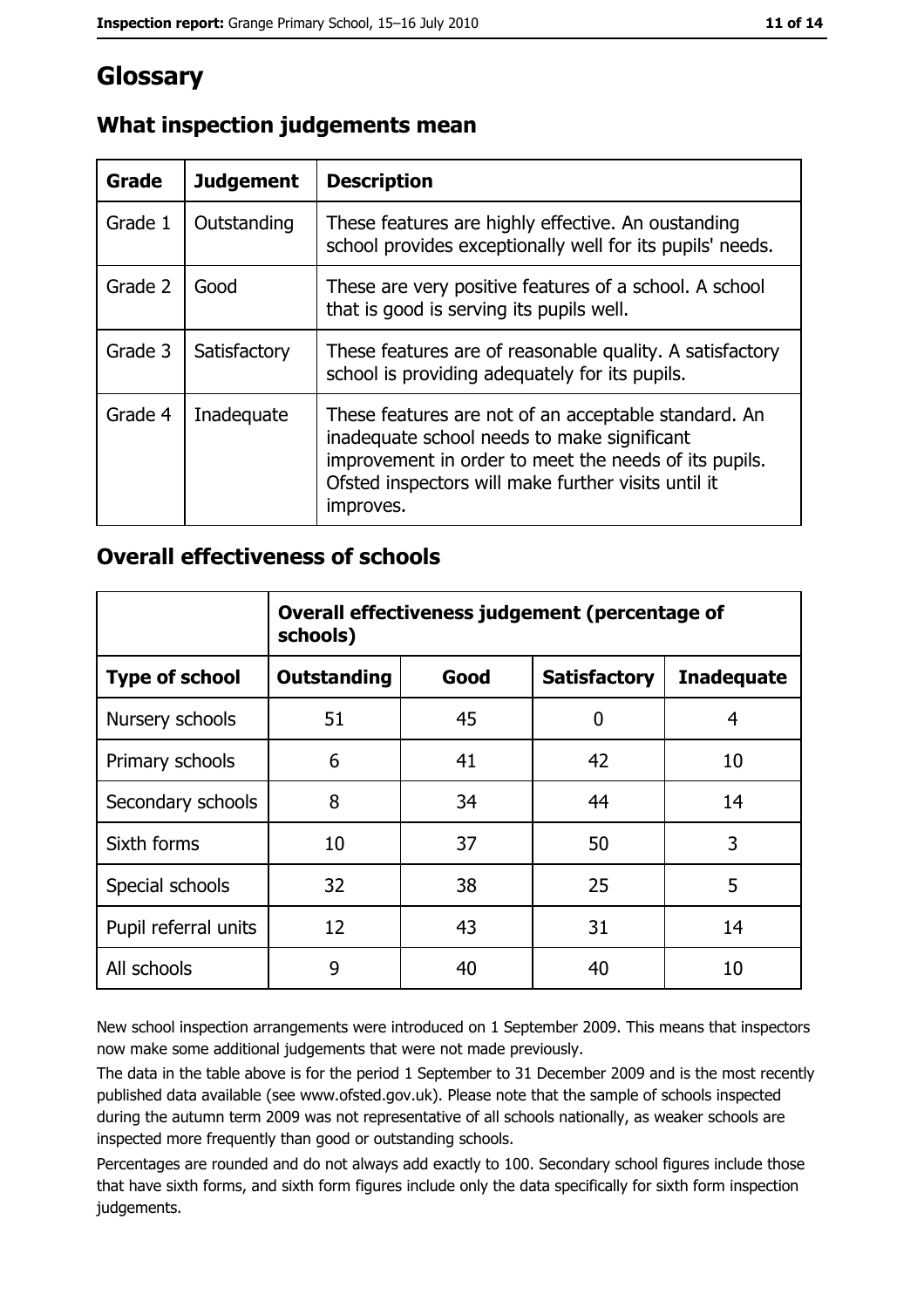# Glossary

## What inspection judgements mean

| Grade | Judgement | Description |
|---|---|---|
| Grade 1 | Outstanding | These features are highly effective. An oustanding school provides exceptionally well for its pupils' needs. |
| Grade 2 | Good | These are very positive features of a school. A school that is good is serving its pupils well. |
| Grade 3 | Satisfactory | These features are of reasonable quality. A satisfactory school is providing adequately for its pupils. |
| Grade 4 | Inadequate | These features are not of an acceptable standard. An inadequate school needs to make significant improvement in order to meet the needs of its pupils. Ofsted inspectors will make further visits until it improves. |

## Overall effectiveness of schools

| | Overall effectiveness judgement (percentage of schools) | | | |
|---|---|---|---|---|
| **Type of school** | **Outstanding** | **Good** | **Satisfactory** | **Inadequate** |
| Nursery schools | 51 | 45 | 0 | 4 |
| Primary schools | 6 | 41 | 42 | 10 |
| Secondary schools | 8 | 34 | 44 | 14 |
| Sixth forms | 10 | 37 | 50 | 3 |
| Special schools | 32 | 38 | 25 | 5 |
| Pupil referral units | 12 | 43 | 31 | 14 |
| All schools | 9 | 40 | 40 | 10 |

New school inspection arrangements were introduced on 1 September 2009. This means that inspectors now make some additional judgements that were not made previously.

The data in the table above is for the period 1 September to 31 December 2009 and is the most recently published data available (see www.ofsted.gov.uk). Please note that the sample of schools inspected during the autumn term 2009 was not representative of all schools nationally, as weaker schools are inspected more frequently than good or outstanding schools.

Percentages are rounded and do not always add exactly to 100. Secondary school figures include those that have sixth forms, and sixth form figures include only the data specifically for sixth form inspection judgements.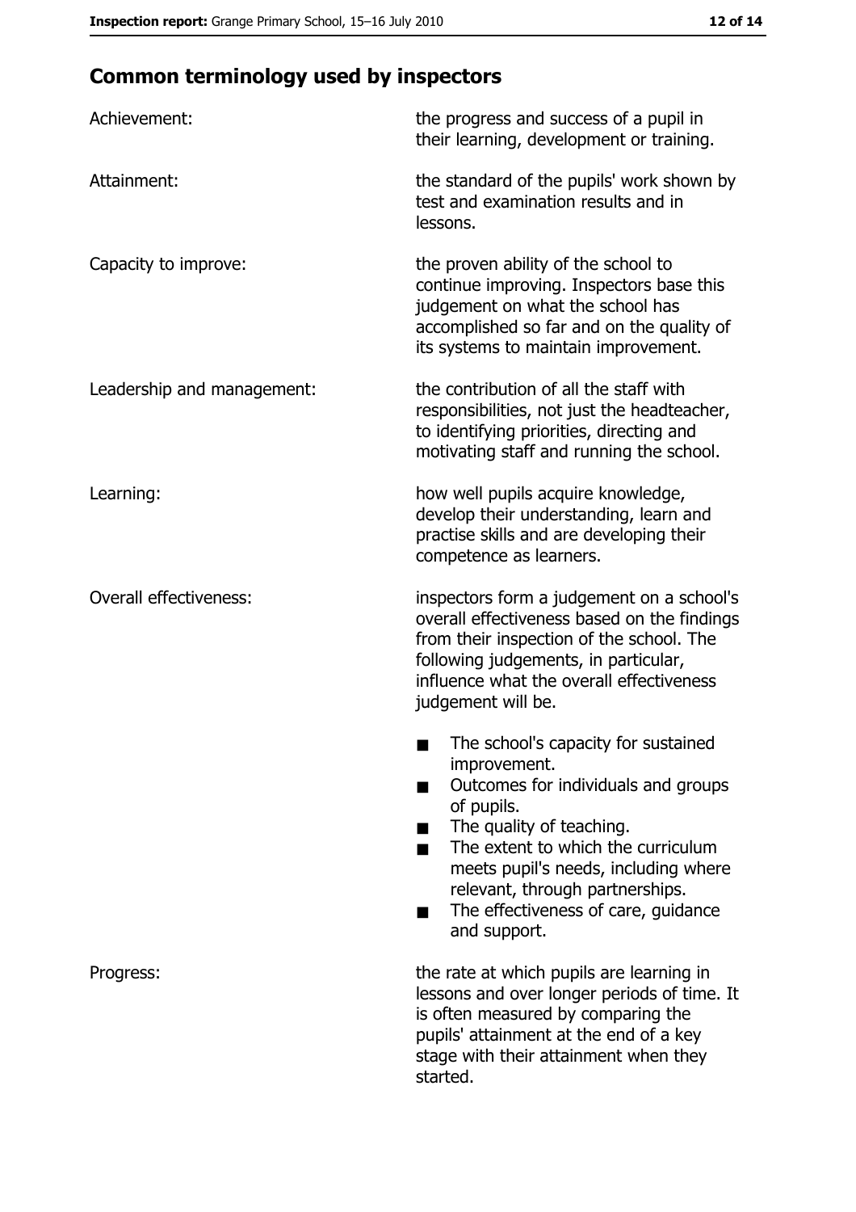## Common terminology used by inspectors

| | |
|---|---|
| Achievement: | the progress and success of a pupil in their learning, development or training. |
| Attainment: | the standard of the pupils' work shown by test and examination results and in lessons. |
| Capacity to improve: | the proven ability of the school to continue improving. Inspectors base this judgement on what the school has accomplished so far and on the quality of its systems to maintain improvement. |
| Leadership and management: | the contribution of all the staff with responsibilities, not just the headteacher, to identifying priorities, directing and motivating staff and running the school. |
| Learning: | how well pupils acquire knowledge, develop their understanding, learn and practise skills and are developing their competence as learners. |
| Overall effectiveness: | inspectors form a judgement on a school's overall effectiveness based on the findings from their inspection of the school. The following judgements, in particular, influence what the overall effectiveness judgement will be. <br>■ The school's capacity for sustained improvement.<br>■ Outcomes for individuals and groups of pupils.<br>■ The quality of teaching.<br>■ The extent to which the curriculum meets pupil's needs, including where relevant, through partnerships.<br>■ The effectiveness of care, guidance and support. |
| Progress: | the rate at which pupils are learning in lessons and over longer periods of time. It is often measured by comparing the pupils' attainment at the end of a key stage with their attainment when they started. |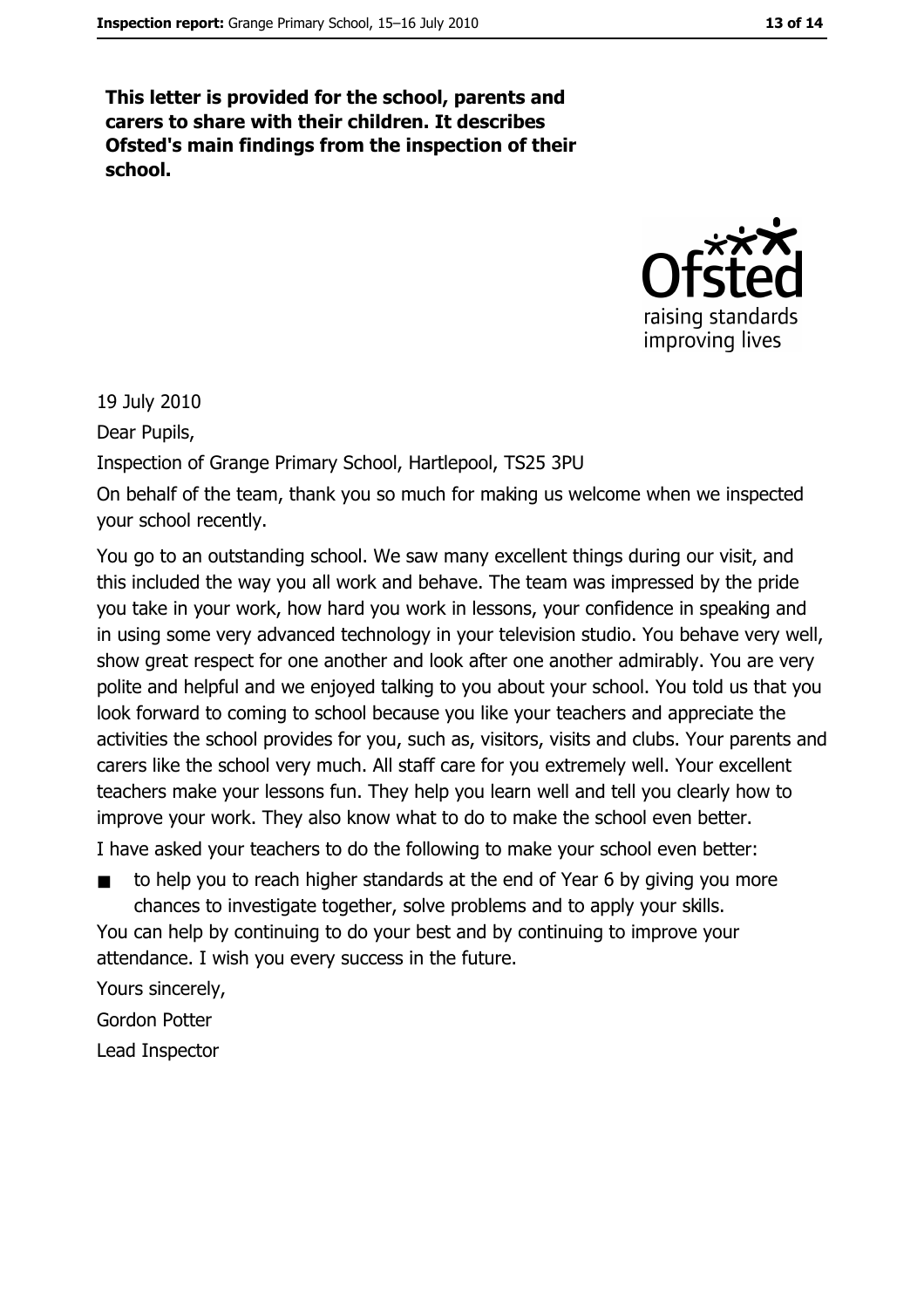**This letter is provided for the school, parents and carers to share with their children. It describes Ofsted's main findings from the inspection of their school.**

19 July 2010

Dear Pupils,

Inspection of Grange Primary School, Hartlepool, TS25 3PU

On behalf of the team, thank you so much for making us welcome when we inspected your school recently.

You go to an outstanding school. We saw many excellent things during our visit, and this included the way you all work and behave. The team was impressed by the pride you take in your work, how hard you work in lessons, your confidence in speaking and in using some very advanced technology in your television studio. You behave very well, show great respect for one another and look after one another admirably. You are very polite and helpful and we enjoyed talking to you about your school. You told us that you look forward to coming to school because you like your teachers and appreciate the activities the school provides for you, such as, visitors, visits and clubs. Your parents and carers like the school very much. All staff care for you extremely well. Your excellent teachers make your lessons fun. They help you learn well and tell you clearly how to improve your work. They also know what to do to make the school even better.

I have asked your teachers to do the following to make your school even better:

- to help you to reach higher standards at the end of Year 6 by giving you more chances to investigate together, solve problems and to apply your skills.

You can help by continuing to do your best and by continuing to improve your attendance. I wish you every success in the future.

Yours sincerely,

Gordon Potter

Lead Inspector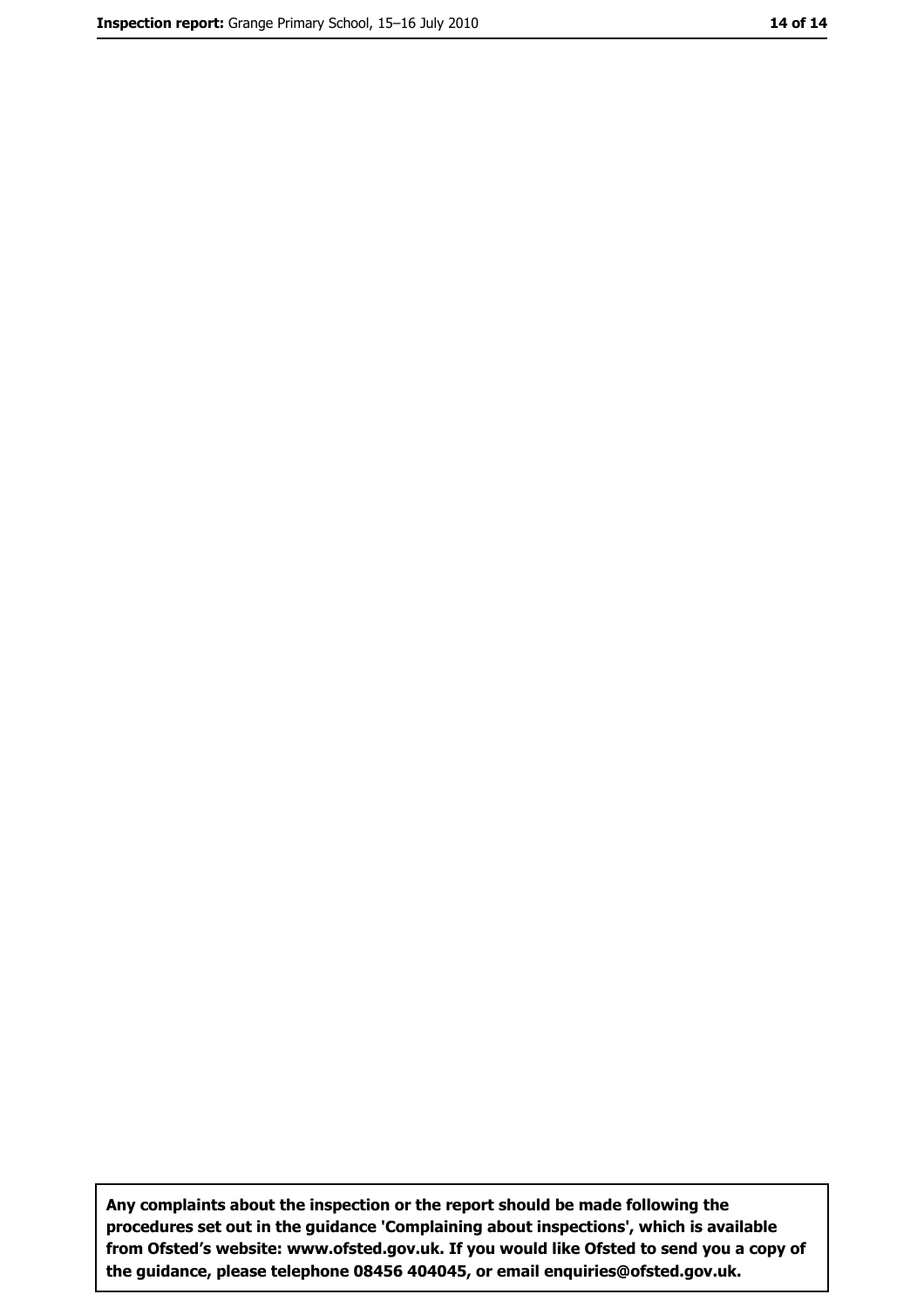**Any complaints about the inspection or the report should be made following the procedures set out in the guidance 'Complaining about inspections', which is available from Ofsted's website: www.ofsted.gov.uk. If you would like Ofsted to send you a copy of the guidance, please telephone 08456 404045, or email enquiries@ofsted.gov.uk.**